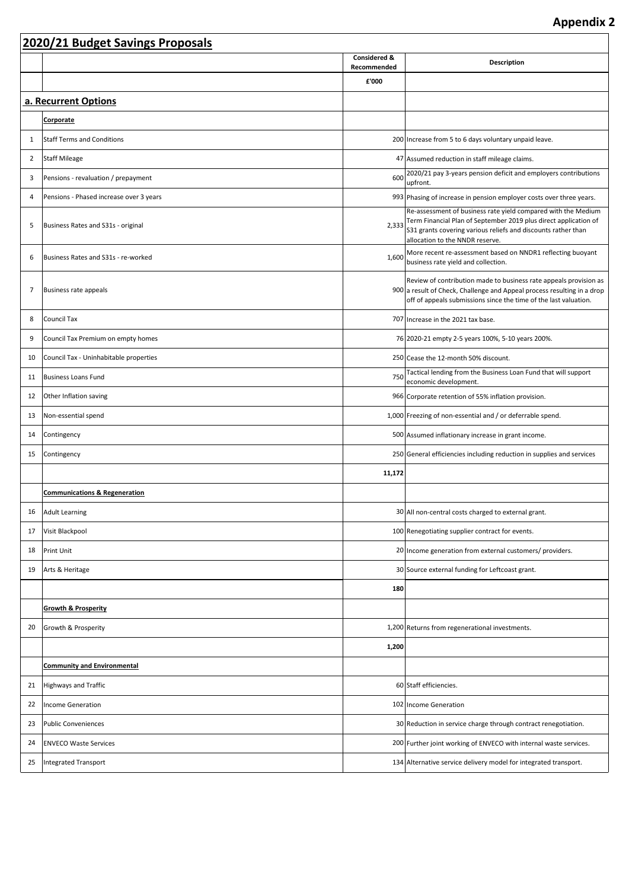**Appendix 2**

| 2020/21 Budget Savings Proposals | | | |
|---|---|---|---|
| | | Considered & Recommended | Description |
| | | £'000 | |
| **a. Recurrent Options** | | | |
| | **Corporate** | | |
| 1 | Staff Terms and Conditions | 200 | Increase from 5 to 6 days voluntary unpaid leave. |
| 2 | Staff Mileage | 47 | Assumed reduction in staff mileage claims. |
| 3 | Pensions - revaluation / prepayment | 600 | 2020/21 pay 3-years pension deficit and employers contributions upfront. |
| 4 | Pensions - Phased increase over 3 years | 993 | Phasing of increase in pension employer costs over three years. |
| 5 | Business Rates and S31s - original | 2,333 | Re-assessment of business rate yield compared with the Medium Term Financial Plan of September 2019 plus direct application of S31 grants covering various reliefs and discounts rather than allocation to the NNDR reserve. |
| 6 | Business Rates and S31s - re-worked | 1,600 | More recent re-assessment based on NNDR1 reflecting buoyant business rate yield and collection. |
| 7 | Business rate appeals | 900 | Review of contribution made to business rate appeals provision as a result of Check, Challenge and Appeal process resulting in a drop off of appeals submissions since the time of the last valuation. |
| 8 | Council Tax | 707 | Increase in the 2021 tax base. |
| 9 | Council Tax Premium on empty homes | 76 | 2020-21 empty 2-5 years 100%, 5-10 years 200%. |
| 10 | Council Tax - Uninhabitable properties | 250 | Cease the 12-month 50% discount. |
| 11 | Business Loans Fund | 750 | Tactical lending from the Business Loan Fund that will support economic development. |
| 12 | Other Inflation saving | 966 | Corporate retention of 55% inflation provision. |
| 13 | Non-essential spend | 1,000 | Freezing of non-essential and / or deferrable spend. |
| 14 | Contingency | 500 | Assumed inflationary increase in grant income. |
| 15 | Contingency | 250 | General efficiencies including reduction in supplies and services |
| | | 11,172 | |
| | **Communications & Regeneration** | | |
| 16 | Adult Learning | 30 | All non-central costs charged to external grant. |
| 17 | Visit Blackpool | 100 | Renegotiating supplier contract for events. |
| 18 | Print Unit | 20 | Income generation from external customers/ providers. |
| 19 | Arts & Heritage | 30 | Source external funding for Leftcoast grant. |
| | | 180 | |
| | **Growth & Prosperity** | | |
| 20 | Growth & Prosperity | 1,200 | Returns from regenerational investments. |
| | | 1,200 | |
| | **Community and Environmental** | | |
| 21 | Highways and Traffic | 60 | Staff efficiencies. |
| 22 | Income Generation | 102 | Income Generation |
| 23 | Public Conveniences | 30 | Reduction in service charge through contract renegotiation. |
| 24 | ENVECO Waste Services | 200 | Further joint working of ENVECO with internal waste services. |
| 25 | Integrated Transport | 134 | Alternative service delivery model for integrated transport. |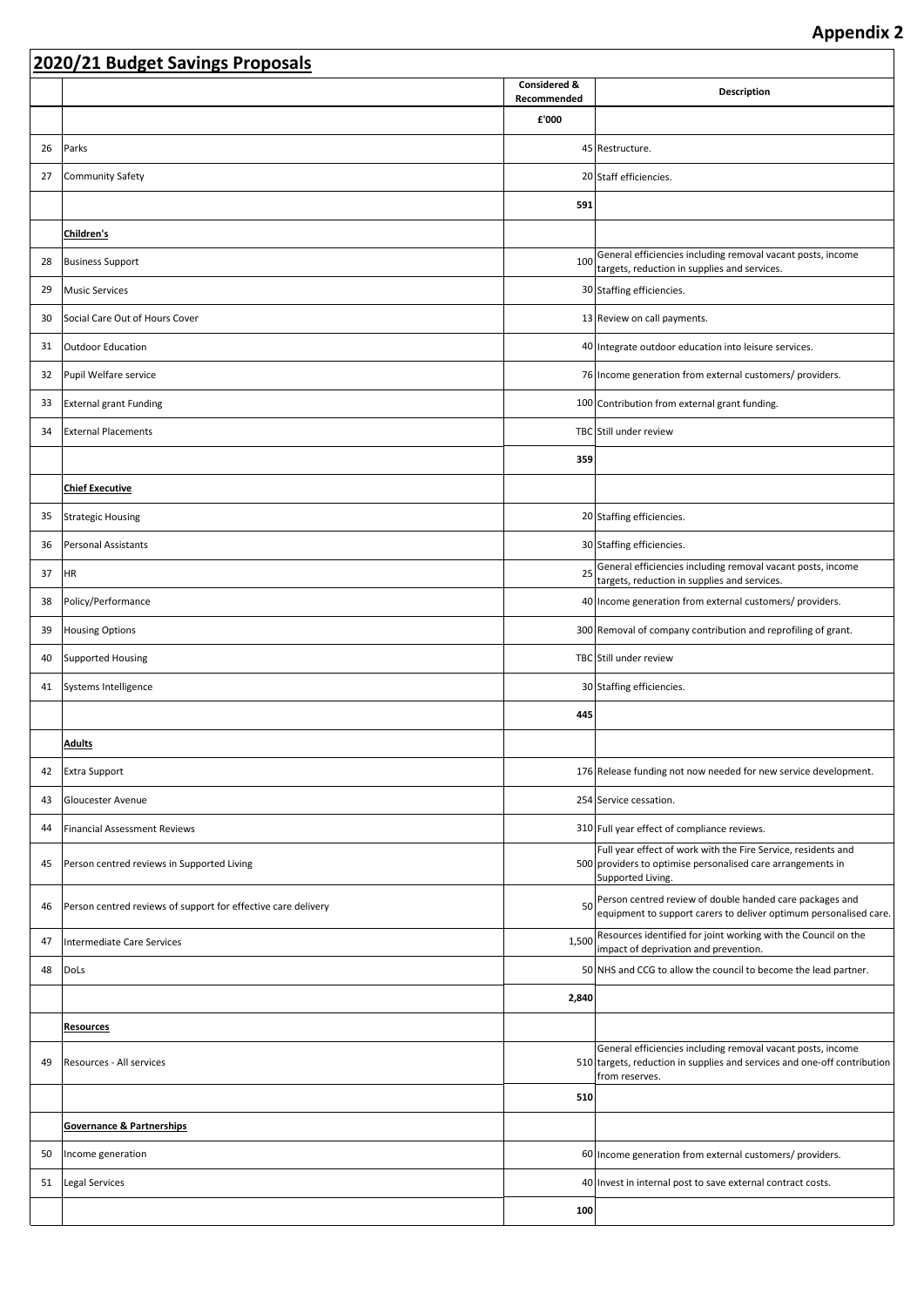**Appendix 2**

## 2020/21 Budget Savings Proposals

| | | Considered & Recommended | Description |
|---|---|---|---|
| | | £'000 | |
| 26 | Parks | 45 | Restructure. |
| 27 | Community Safety | 20 | Staff efficiencies. |
| | | **591** | |
| | **Children's** | | |
| 28 | Business Support | 100 | General efficiencies including removal vacant posts, income targets, reduction in supplies and services. |
| 29 | Music Services | 30 | Staffing efficiencies. |
| 30 | Social Care Out of Hours Cover | 13 | Review on call payments. |
| 31 | Outdoor Education | 40 | Integrate outdoor education into leisure services. |
| 32 | Pupil Welfare service | 76 | Income generation from external customers/ providers. |
| 33 | External grant Funding | 100 | Contribution from external grant funding. |
| 34 | External Placements | TBC | Still under review |
| | | **359** | |
| | **Chief Executive** | | |
| 35 | Strategic Housing | 20 | Staffing efficiencies. |
| 36 | Personal Assistants | 30 | Staffing efficiencies. |
| 37 | HR | 25 | General efficiencies including removal vacant posts, income targets, reduction in supplies and services. |
| 38 | Policy/Performance | 40 | Income generation from external customers/ providers. |
| 39 | Housing Options | 300 | Removal of company contribution and reprofiling of grant. |
| 40 | Supported Housing | TBC | Still under review |
| 41 | Systems Intelligence | 30 | Staffing efficiencies. |
| | | **445** | |
| | **Adults** | | |
| 42 | Extra Support | 176 | Release funding not now needed for new service development. |
| 43 | Gloucester Avenue | 254 | Service cessation. |
| 44 | Financial Assessment Reviews | 310 | Full year effect of compliance reviews. |
| 45 | Person centred reviews in Supported Living | 500 | Full year effect of work with the Fire Service, residents and providers to optimise personalised care arrangements in Supported Living. |
| 46 | Person centred reviews of support for effective care delivery | 50 | Person centred review of double handed care packages and equipment to support carers to deliver optimum personalised care. |
| 47 | Intermediate Care Services | 1,500 | Resources identified for joint working with the Council on the impact of deprivation and prevention. |
| 48 | DoLs | 50 | NHS and CCG to allow the council to become the lead partner. |
| | | **2,840** | |
| | **Resources** | | |
| 49 | Resources - All services | 510 | General efficiencies including removal vacant posts, income targets, reduction in supplies and services and one-off contribution from reserves. |
| | | **510** | |
| | **Governance & Partnerships** | | |
| 50 | Income generation | 60 | Income generation from external customers/ providers. |
| 51 | Legal Services | 40 | Invest in internal post to save external contract costs. |
| | | **100** | |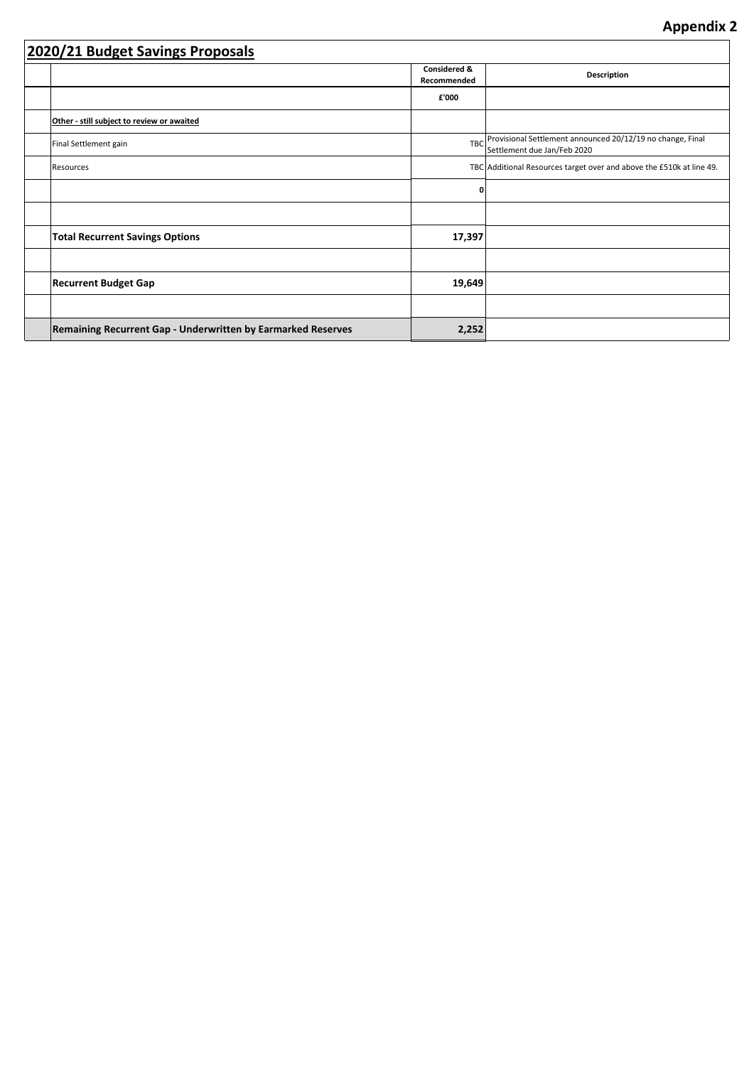**Appendix 2**

## 2020/21 Budget Savings Proposals

| | | Considered & Recommended | Description |
|---|---|---|---|
| | | £'000 | |
| | **Other - still subject to review or awaited** | | |
| | Final Settlement gain | TBC | Provisional Settlement announced 20/12/19 no change, Final Settlement due Jan/Feb 2020 |
| | Resources | TBC | Additional Resources target over and above the £510k at line 49. |
| | | 0 | |
| | | | |
| | **Total Recurrent Savings Options** | **17,397** | |
| | | | |
| | **Recurrent Budget Gap** | **19,649** | |
| | | | |
| | **Remaining Recurrent Gap - Underwritten by Earmarked Reserves** | **2,252** | |